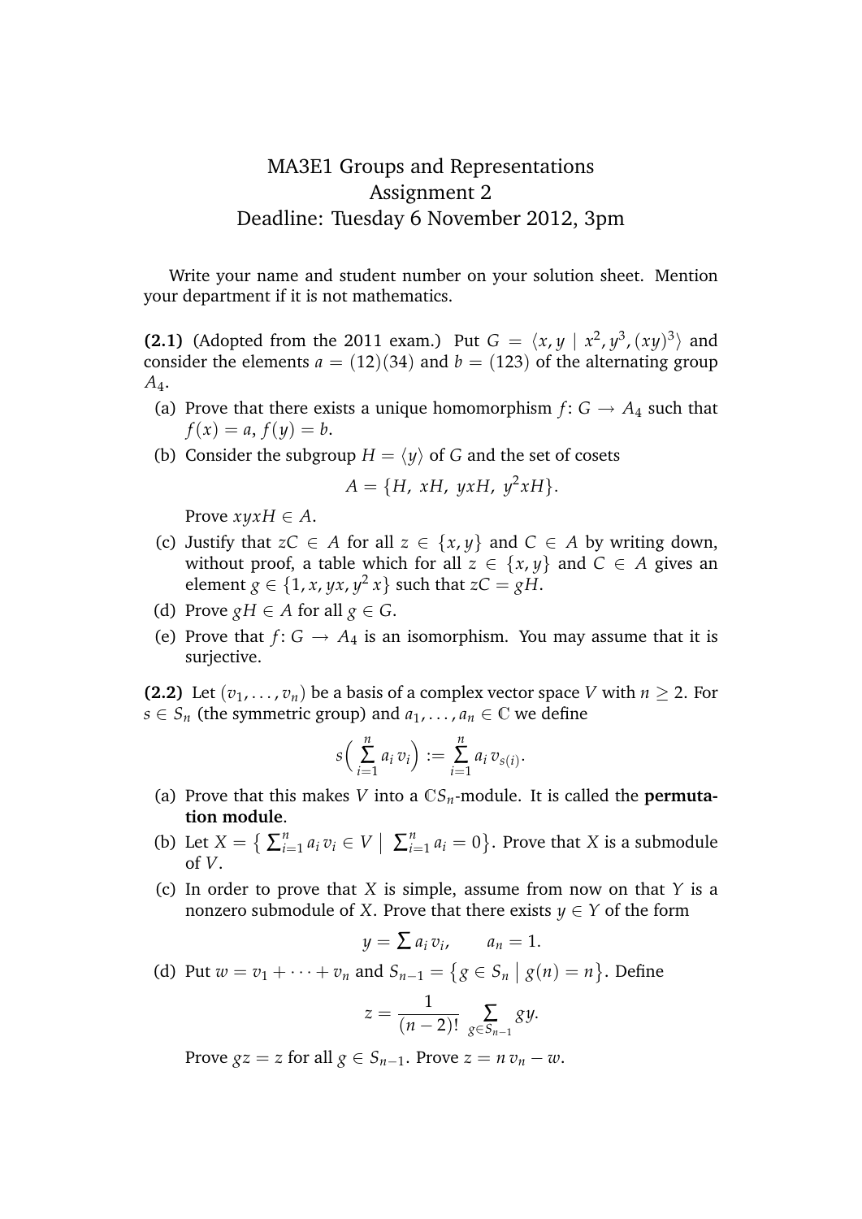# MA3E1 Groups and Representations
## Assignment 2
### Deadline: Tuesday 6 November 2012, 3pm

Write your name and student number on your solution sheet. Mention your department if it is not mathematics.

**(2.1)** (Adopted from the 2011 exam.) Put $G = \langle x, y \mid x^2, y^3, (xy)^3 \rangle$ and consider the elements $a = (12)(34)$ and $b = (123)$ of the alternating group $A_4$.

- (a) Prove that there exists a unique homomorphism $f\colon G \to A_4$ such that $f(x) = a$, $f(y) = b$.
- (b) Consider the subgroup $H = \langle y \rangle$ of $G$ and the set of cosets
$$A = \{H,\ xH,\ yxH,\ y^2xH\}.$$
Prove $xyxH \in A$.
- (c) Justify that $zC \in A$ for all $z \in \{x, y\}$ and $C \in A$ by writing down, without proof, a table which for all $z \in \{x, y\}$ and $C \in A$ gives an element $g \in \{1, x, yx, y^2x\}$ such that $zC = gH$.
- (d) Prove $gH \in A$ for all $g \in G$.
- (e) Prove that $f\colon G \to A_4$ is an isomorphism. You may assume that it is surjective.

**(2.2)** Let $(v_1, \ldots, v_n)$ be a basis of a complex vector space $V$ with $n \geq 2$. For $s \in S_n$ (the symmetric group) and $a_1, \ldots, a_n \in \mathbb{C}$ we define
$$s\Big(\sum_{i=1}^{n} a_i\, v_i\Big) := \sum_{i=1}^{n} a_i\, v_{s(i)}.$$

- (a) Prove that this makes $V$ into a $\mathbb{C}S_n$-module. It is called the **permutation module**.
- (b) Let $X = \big\{ \sum_{i=1}^{n} a_i\, v_i \in V \;\big|\; \sum_{i=1}^{n} a_i = 0 \big\}$. Prove that $X$ is a submodule of $V$.
- (c) In order to prove that $X$ is simple, assume from now on that $Y$ is a nonzero submodule of $X$. Prove that there exists $y \in Y$ of the form
$$y = \sum a_i\, v_i, \qquad a_n = 1.$$
- (d) Put $w = v_1 + \cdots + v_n$ and $S_{n-1} = \big\{ g \in S_n \;\big|\; g(n) = n \big\}$. Define
$$z = \frac{1}{(n-2)!} \sum_{g \in S_{n-1}} gy.$$
Prove $gz = z$ for all $g \in S_{n-1}$. Prove $z = n\, v_n - w$.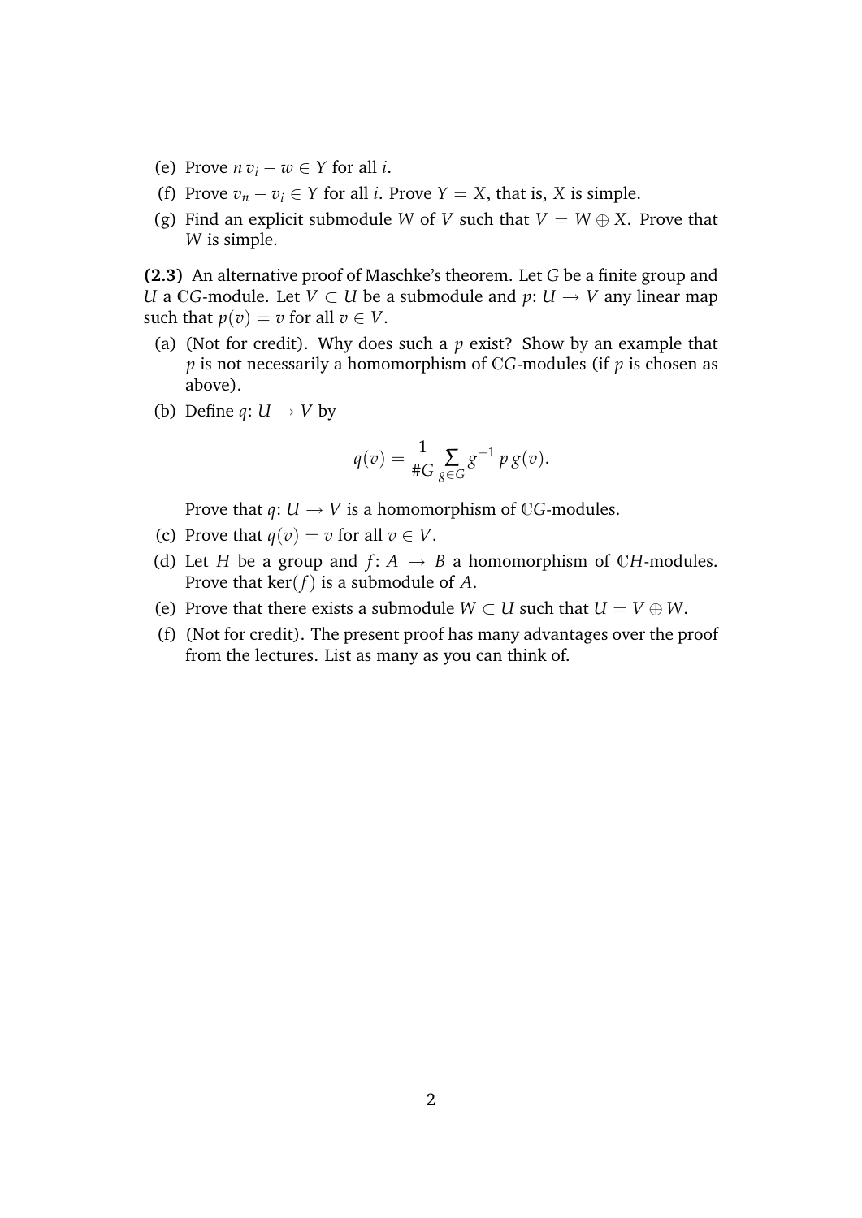(e) Prove $n\,v_i - w \in Y$ for all $i$.

(f) Prove $v_n - v_i \in Y$ for all $i$. Prove $Y = X$, that is, $X$ is simple.

(g) Find an explicit submodule $W$ of $V$ such that $V = W \oplus X$. Prove that $W$ is simple.

**(2.3)** An alternative proof of Maschke's theorem. Let $G$ be a finite group and $U$ a $\mathbb{C}G$-module. Let $V \subset U$ be a submodule and $p\colon U \to V$ any linear map such that $p(v) = v$ for all $v \in V$.

(a) (Not for credit). Why does such a $p$ exist? Show by an example that $p$ is not necessarily a homomorphism of $\mathbb{C}G$-modules (if $p$ is chosen as above).

(b) Define $q\colon U \to V$ by

$$q(v) = \frac{1}{\#G} \sum_{g \in G} g^{-1}\, p\, g(v).$$

Prove that $q\colon U \to V$ is a homomorphism of $\mathbb{C}G$-modules.

(c) Prove that $q(v) = v$ for all $v \in V$.

(d) Let $H$ be a group and $f\colon A \to B$ a homomorphism of $\mathbb{C}H$-modules. Prove that $\ker(f)$ is a submodule of $A$.

(e) Prove that there exists a submodule $W \subset U$ such that $U = V \oplus W$.

(f) (Not for credit). The present proof has many advantages over the proof from the lectures. List as many as you can think of.